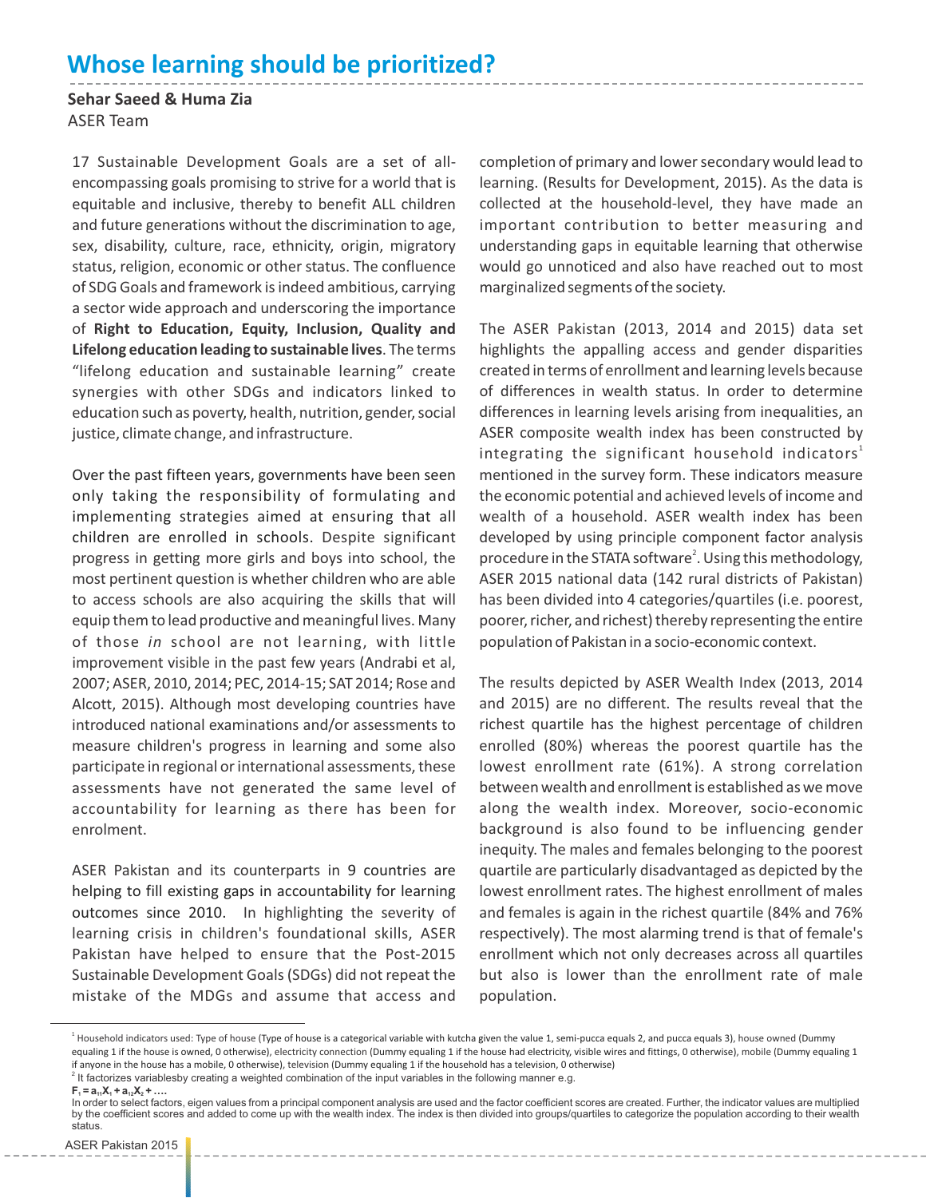# Whose learning should be prioritized?

**Sehar Saeed & Huma Zia**
ASER Team

17 Sustainable Development Goals are a set of all-encompassing goals promising to strive for a world that is equitable and inclusive, thereby to benefit ALL children and future generations without the discrimination to age, sex, disability, culture, race, ethnicity, origin, migratory status, religion, economic or other status. The confluence of SDG Goals and framework is indeed ambitious, carrying a sector wide approach and underscoring the importance of **Right to Education, Equity, Inclusion, Quality and Lifelong education leading to sustainable lives**. The terms "lifelong education and sustainable learning" create synergies with other SDGs and indicators linked to education such as poverty, health, nutrition, gender, social justice, climate change, and infrastructure.

Over the past fifteen years, governments have been seen only taking the responsibility of formulating and implementing strategies aimed at ensuring that all children are enrolled in schools. Despite significant progress in getting more girls and boys into school, the most pertinent question is whether children who are able to access schools are also acquiring the skills that will equip them to lead productive and meaningful lives. Many of those *in* school are not learning, with little improvement visible in the past few years (Andrabi et al, 2007; ASER, 2010, 2014; PEC, 2014-15; SAT 2014; Rose and Alcott, 2015). Although most developing countries have introduced national examinations and/or assessments to measure children's progress in learning and some also participate in regional or international assessments, these assessments have not generated the same level of accountability for learning as there has been for enrolment.

ASER Pakistan and its counterparts in 9 countries are helping to fill existing gaps in accountability for learning outcomes since 2010. In highlighting the severity of learning crisis in children's foundational skills, ASER Pakistan have helped to ensure that the Post-2015 Sustainable Development Goals (SDGs) did not repeat the mistake of the MDGs and assume that access and completion of primary and lower secondary would lead to learning. (Results for Development, 2015). As the data is collected at the household-level, they have made an important contribution to better measuring and understanding gaps in equitable learning that otherwise would go unnoticed and also have reached out to most marginalized segments of the society.

The ASER Pakistan (2013, 2014 and 2015) data set highlights the appalling access and gender disparities created in terms of enrollment and learning levels because of differences in wealth status. In order to determine differences in learning levels arising from inequalities, an ASER composite wealth index has been constructed by integrating the significant household indicators[1] mentioned in the survey form. These indicators measure the economic potential and achieved levels of income and wealth of a household. ASER wealth index has been developed by using principle component factor analysis procedure in the STATA software[2]. Using this methodology, ASER 2015 national data (142 rural districts of Pakistan) has been divided into 4 categories/quartiles (i.e. poorest, poorer, richer, and richest) thereby representing the entire population of Pakistan in a socio-economic context.

The results depicted by ASER Wealth Index (2013, 2014 and 2015) are no different. The results reveal that the richest quartile has the highest percentage of children enrolled (80%) whereas the poorest quartile has the lowest enrollment rate (61%). A strong correlation between wealth and enrollment is established as we move along the wealth index. Moreover, socio-economic background is also found to be influencing gender inequity. The males and females belonging to the poorest quartile are particularly disadvantaged as depicted by the lowest enrollment rates. The highest enrollment of males and females is again in the richest quartile (84% and 76% respectively). The most alarming trend is that of female's enrollment which not only decreases across all quartiles but also is lower than the enrollment rate of male population.

---

[1] Household indicators used: Type of house (Type of house is a categorical variable with kutcha given the value 1, semi-pucca equals 2, and pucca equals 3), house owned (Dummy equaling 1 if the house is owned, 0 otherwise), electricity connection (Dummy equaling 1 if the house had electricity, visible wires and fittings, 0 otherwise), mobile (Dummy equaling 1 if anyone in the house has a mobile, 0 otherwise), television (Dummy equaling 1 if the household has a television, 0 otherwise)

[2] It factorizes variablesby creating a weighted combination of the input variables in the following manner e.g.

$F_1 = a_{11}X_1 + a_{12}X_2 + ....$

In order to select factors, eigen values from a principal component analysis are used and the factor coefficient scores are created. Further, the indicator values are multiplied by the coefficient scores and added to come up with the wealth index. The index is then divided into groups/quartiles to categorize the population according to their wealth status.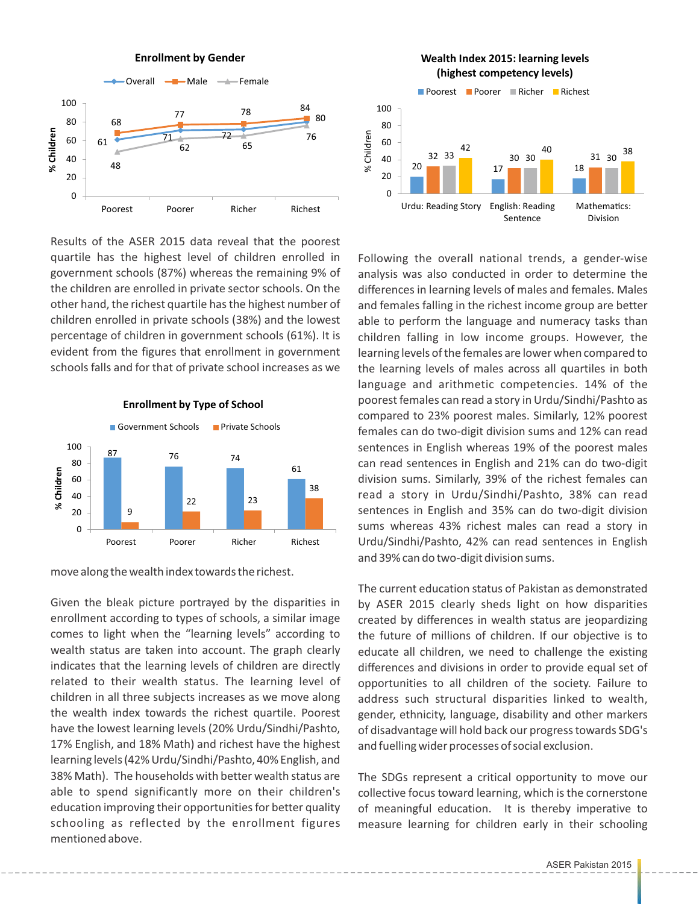**Enrollment by Gender**

| % Children | Poorest | Poorer | Richer | Richest |
|---|---|---|---|---|
| Overall | 61 | 71 | 72 | 80 |
| Male | 68 | 77 | 78 | 84 |
| Female | 48 | 62 | 65 | 76 |

Results of the ASER 2015 data reveal that the poorest quartile has the highest level of children enrolled in government schools (87%) whereas the remaining 9% of the children are enrolled in private sector schools. On the other hand, the richest quartile has the highest number of children enrolled in private schools (38%) and the lowest percentage of children in government schools (61%). It is evident from the figures that enrollment in government schools falls and for that of private school increases as we move along the wealth index towards the richest.

**Enrollment by Type of School**

| % Children | Poorest | Poorer | Richer | Richest |
|---|---|---|---|---|
| Government Schools | 87 | 76 | 74 | 61 |
| Private Schools | 9 | 22 | 23 | 38 |

Given the bleak picture portrayed by the disparities in enrollment according to types of school, a similar image comes to light when the "learning levels" according to wealth status are taken into account. The graph clearly indicates that the learning levels of children are directly related to their wealth status. The learning level of children in all three subjects increases as we move along the wealth index towards the richest quartile. Poorest have the lowest learning levels (20% Urdu/Sindhi/Pashto, 17% English, and 18% Math) and richest have the highest learning levels (42% Urdu/Sindhi/Pashto, 40% English, and 38% Math). The households with better wealth status are able to spend significantly more on their children's education improving their opportunities for better quality schooling as reflected by the enrollment figures mentioned above.

**Wealth Index 2015: learning levels (highest competency levels)**

| % Children | Poorest | Poorer | Richer | Richest |
|---|---|---|---|---|
| Urdu: Reading Story | 20 | 32 | 33 | 42 |
| English: Reading Sentence | 17 | 30 | 30 | 40 |
| Mathematics: Division | 18 | 31 | 30 | 38 |

Following the overall national trends, a gender-wise analysis was also conducted in order to determine the differences in learning levels of males and females. Males and females falling in the richest income group are better able to perform the language and numeracy tasks than children falling in low income groups. However, the learning levels of the females are lower when compared to the learning levels of males across all quartiles in both language and arithmetic competencies. 14% of the poorest females can read a story in Urdu/Sindhi/Pashto as compared to 23% poorest males. Similarly, 12% poorest females can do two-digit division sums and 12% can read sentences in English whereas 19% of the poorest males can read sentences in English and 21% can do two-digit division sums. Similarly, 39% of the richest females can read a story in Urdu/Sindhi/Pashto, 38% can read sentences in English and 35% can do two-digit division sums whereas 43% richest males can read a story in Urdu/Sindhi/Pashto, 42% can read sentences in English and 39% can do two-digit division sums.

The current education status of Pakistan as demonstrated by ASER 2015 clearly sheds light on how disparities created by differences in wealth status are jeopardizing the future of millions of children. If our objective is to educate all children, we need to challenge the existing differences and divisions in order to provide equal set of opportunities to all children of the society. Failure to address such structural disparities linked to wealth, gender, ethnicity, language, disability and other markers of disadvantage will hold back our progress towards SDG's and fuelling wider processes of social exclusion.

The SDGs represent a critical opportunity to move our collective focus toward learning, which is the cornerstone of meaningful education. It is thereby imperative to measure learning for children early in their schooling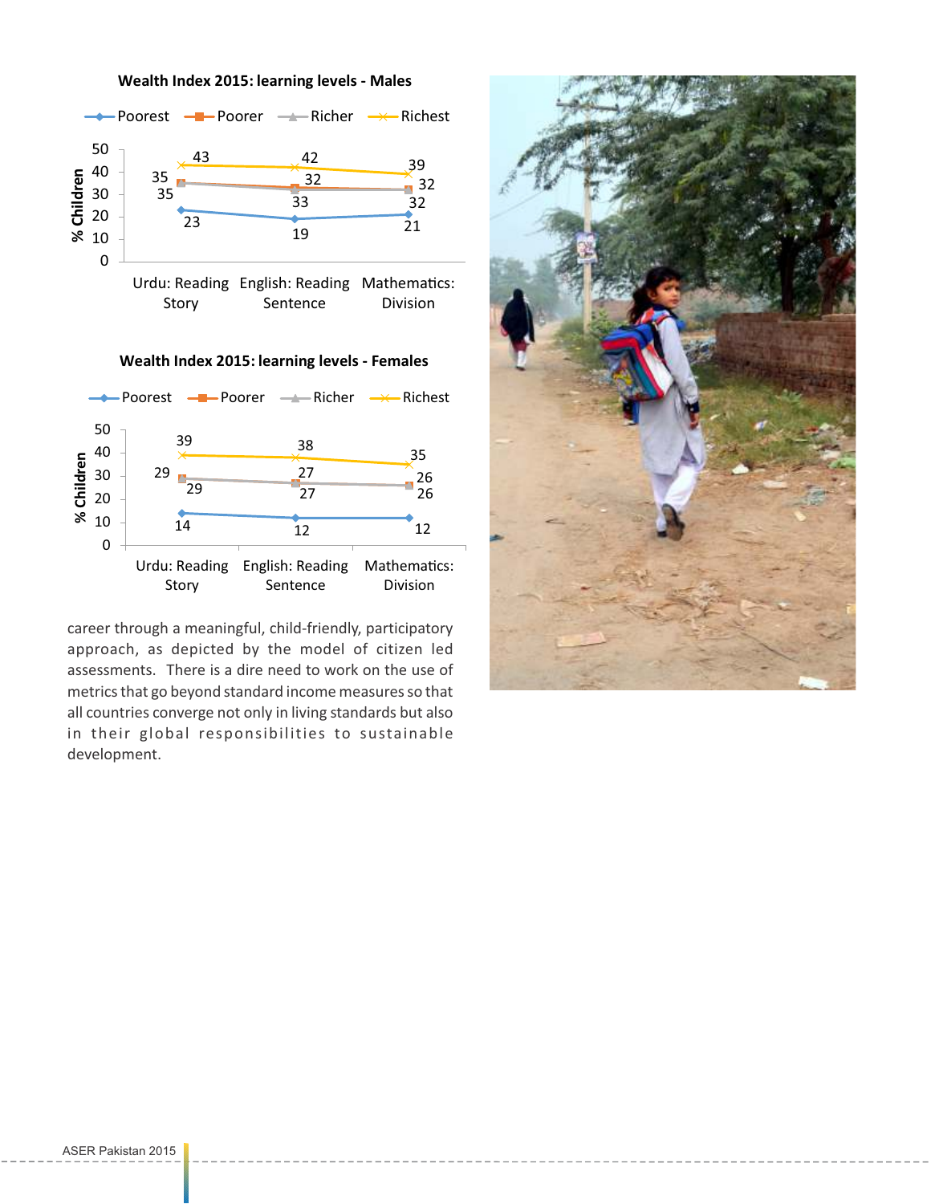**Wealth Index 2015: learning levels - Males**

Poorest
Poorer
Richer
Richest

% Children

0
10
20
30
40
50

43
42
39
35
35
32
33
32
32
23
19
21

Urdu: Reading Story
English: Reading Sentence
Mathematics: Division

**Wealth Index 2015: learning levels - Females**

Poorest
Poorer
Richer
Richest

% Children

0
10
20
30
40
50

39
38
35
29
29
27
27
26
26
14
12
12

Urdu: Reading Story
English: Reading Sentence
Mathematics: Division

career through a meaningful, child-friendly, participatory approach, as depicted by the model of citizen led assessments. There is a dire need to work on the use of metrics that go beyond standard income measures so that all countries converge not only in living standards but also in their global responsibilities to sustainable development.